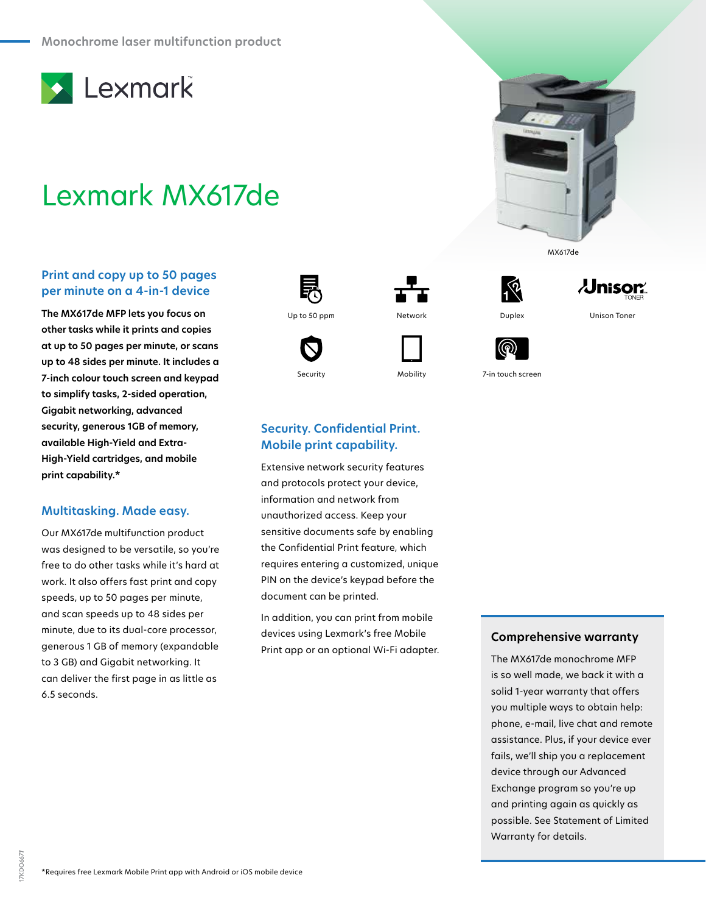Monochrome laser multifunction product

Lexmark

# Lexmark MX617de

MX617de

Up to 50 ppm

Network

Duplex

Unison Toner

Security

Mobility

7-in touch screen

## Print and copy up to 50 pages per minute on a 4-in-1 device

**The MX617de MFP lets you focus on other tasks while it prints and copies at up to 50 pages per minute, or scans up to 48 sides per minute. It includes a 7-inch colour touch screen and keypad to simplify tasks, 2-sided operation, Gigabit networking, advanced security, generous 1GB of memory, available High-Yield and Extra-High-Yield cartridges, and mobile print capability.***

## Multitasking. Made easy.

Our MX617de multifunction product was designed to be versatile, so you're free to do other tasks while it's hard at work. It also offers fast print and copy speeds, up to 50 pages per minute, and scan speeds up to 48 sides per minute, due to its dual-core processor, generous 1 GB of memory (expandable to 3 GB) and Gigabit networking. It can deliver the first page in as little as 6.5 seconds.

## Security. Confidential Print. Mobile print capability.

Extensive network security features and protocols protect your device, information and network from unauthorized access. Keep your sensitive documents safe by enabling the Confidential Print feature, which requires entering a customized, unique PIN on the device's keypad before the document can be printed.

In addition, you can print from mobile devices using Lexmark's free Mobile Print app or an optional Wi-Fi adapter.

### Comprehensive warranty

The MX617de monochrome MFP is so well made, we back it with a solid 1-year warranty that offers you multiple ways to obtain help: phone, e-mail, live chat and remote assistance. Plus, if your device ever fails, we'll ship you a replacement device through our Advanced Exchange program so you're up and printing again as quickly as possible. See Statement of Limited Warranty for details.

*Requires free Lexmark Mobile Print app with Android or iOS mobile device

17KDO667T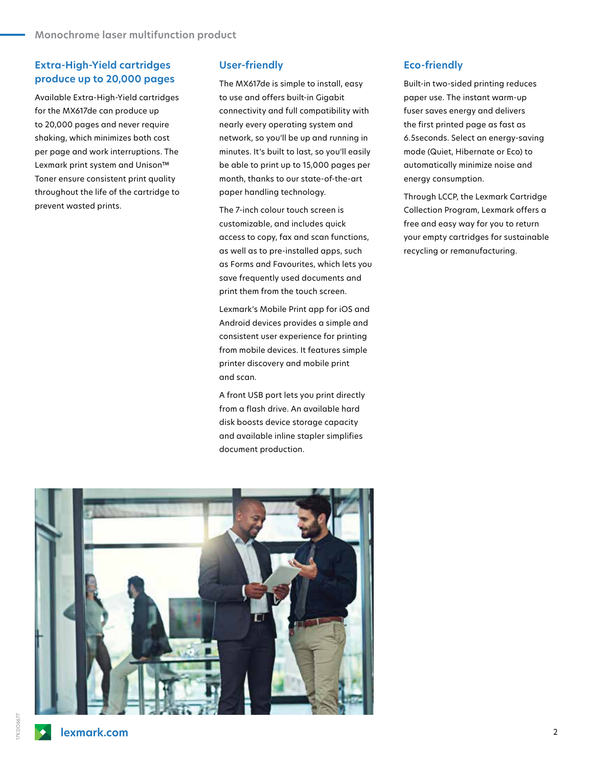## Extra-High-Yield cartridges produce up to 20,000 pages

Available Extra-High-Yield cartridges for the MX617de can produce up to 20,000 pages and never require shaking, which minimizes both cost per page and work interruptions. The Lexmark print system and Unison™ Toner ensure consistent print quality throughout the life of the cartridge to prevent wasted prints.

## User-friendly

The MX617de is simple to install, easy to use and offers built-in Gigabit connectivity and full compatibility with nearly every operating system and network, so you'll be up and running in minutes. It's built to last, so you'll easily be able to print up to 15,000 pages per month, thanks to our state-of-the-art paper handling technology.

The 7-inch colour touch screen is customizable, and includes quick access to copy, fax and scan functions, as well as to pre-installed apps, such as Forms and Favourites, which lets you save frequently used documents and print them from the touch screen.

Lexmark's Mobile Print app for iOS and Android devices provides a simple and consistent user experience for printing from mobile devices. It features simple printer discovery and mobile print and scan.

A front USB port lets you print directly from a flash drive. An available hard disk boosts device storage capacity and available inline stapler simplifies document production.

## Eco-friendly

Built-in two-sided printing reduces paper use. The instant warm-up fuser saves energy and delivers the first printed page as fast as 6.5seconds. Select an energy-saving mode (Quiet, Hibernate or Eco) to automatically minimize noise and energy consumption.

Through LCCP, the Lexmark Cartridge Collection Program, Lexmark offers a free and easy way for you to return your empty cartridges for sustainable recycling or remanufacturing.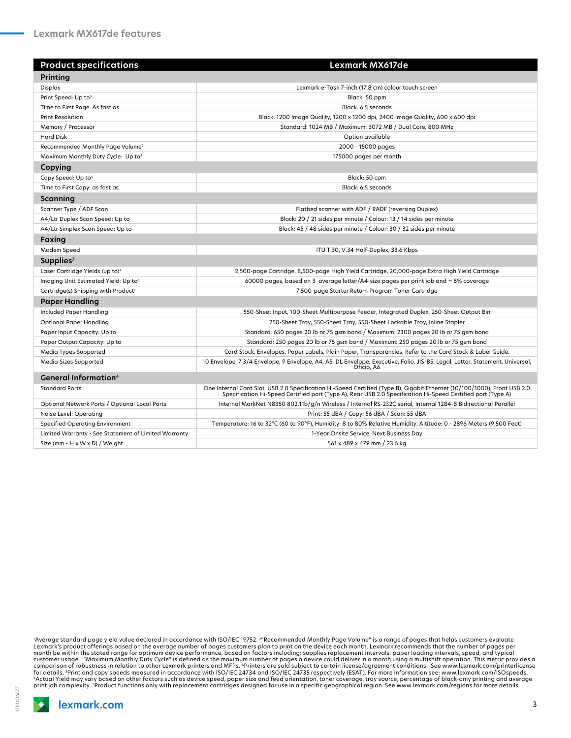# Lexmark MX617de features

| Product specifications | Lexmark MX617de |
|---|---|
| **Printing** | |
| Display | Lexmark e-Task 7-inch (17.8 cm) colour touch screen |
| Print Speed: Up to[5] | Black: 50 ppm |
| Time to First Page: As fast as | Black: 6.5 seconds |
| Print Resolution | Black: 1200 Image Quality, 1200 x 1200 dpi, 2400 Image Quality, 600 x 600 dpi |
| Memory / Processor | Standard: 1024 MB / Maximum: 3072 MB / Dual Core, 800 MHz |
| Hard Disk | Option available |
| Recommended Monthly Page Volume[2] | 2000 - 15000 pages |
| Maximum Monthly Duty Cycle: Up to[3] | 175000 pages per month |
| **Copying** | |
| Copy Speed: Up to[5] | Black: 50 cpm |
| Time to First Copy: as fast as | Black: 6.5 seconds |
| **Scanning** | |
| Scanner Type / ADF Scan | Flatbed scanner with ADF / RADF (reversing Duplex) |
| A4/Ltr Duplex Scan Speed: Up to | Black: 20 / 21 sides per minute / Colour: 13 / 14 sides per minute |
| A4/Ltr Simplex Scan Speed: Up to | Black: 45 / 48 sides per minute / Colour: 30 / 32 sides per minute |
| **Faxing** | |
| Modem Speed | ITU T.30, V.34 Half-Duplex, 33.6 Kbps |
| **Supplies[7]** | |
| Laser Cartridge Yields (up to)[1] | 2,500-page Cartridge, 8,500-page High Yield Cartridge, 20,000-page Extra High Yield Cartridge |
| Imaging Unit Estimated Yield: Up to[6] | 60000 pages, based on 3 average letter/A4-size pages per print job and ~ 5% coverage |
| Cartridge(s) Shipping with Product[1] | 7,500-page Starter Return Program Toner Cartridge |
| **Paper Handling** | |
| Included Paper Handling | 550-Sheet Input, 100-Sheet Multipurpose Feeder, Integrated Duplex, 250-Sheet Output Bin |
| Optional Paper Handling | 250-Sheet Tray, 550-Sheet Tray, 550-Sheet Lockable Tray, Inline Stapler |
| Paper Input Capacity: Up to | Standard: 650 pages 20 lb or 75 gsm bond / Maximum: 2300 pages 20 lb or 75 gsm bond |
| Paper Output Capacity: Up to | Standard: 250 pages 20 lb or 75 gsm bond / Maximum: 250 pages 20 lb or 75 gsm bond |
| Media Types Supported | Card Stock, Envelopes, Paper Labels, Plain Paper, Transparencies, Refer to the Card Stock & Label Guide. |
| Media Sizes Supported | 10 Envelope, 7 3/4 Envelope, 9 Envelope, A4, A5, DL Envelope, Executive, Folio, JIS-B5, Legal, Letter, Statement, Universal, Oficio, A6 |
| **General Information[4]** | |
| Standard Ports | One Internal Card Slot, USB 2.0 Specification Hi-Speed Certified (Type B), Gigabit Ethernet (10/100/1000), Front USB 2.0 Specification Hi-Speed Certified port (Type A), Rear USB 2.0 Specification Hi-Speed Certified port (Type A) |
| Optional Network Ports / Optional Local Ports | Internal MarkNet N8350 802.11b/g/n Wireless / Internal RS-232C serial, Internal 1284-B Bidirectional Parallel |
| Noise Level: Operating | Print: 55 dBA / Copy: 56 dBA / Scan: 55 dBA |
| Specified Operating Environment | Temperature: 16 to 32°C (60 to 90°F), Humidity: 8 to 80% Relative Humidity, Altitude: 0 - 2896 Meters (9,500 Feet) |
| Limited Warranty - See Statement of Limited Warranty | 1-Year Onsite Service, Next Business Day |
| Size (mm - H x W x D) / Weight | 561 x 489 x 479 mm / 23.6 kg |

[1]Average standard page yield value declared in accordance with ISO/IEC 19752. [2]"Recommended Monthly Page Volume" is a range of pages that helps customers evaluate Lexmark's product offerings based on the average number of pages customers plan to print on the device each month. Lexmark recommends that the number of pages per month be within the stated range for optimum device performance, based on factors including: supplies replacement intervals, paper loading intervals, speed, and typical customer usage. [3]"Maximum Monthly Duty Cycle" is defined as the maximum number of pages a device could deliver in a month using a multishift operation. This metric provides a comparison of robustness in relation to other Lexmark printers and MFPs. [4]Printers are sold subject to certain license/agreement conditions. See www.lexmark.com/printerlicense for details. [5]Print and copy speeds measured in accordance with ISO/IEC 24734 and ISO/IEC 24735 respectively (ESAT). For more information see: www.lexmark.com/ISOspeeds. [6]Actual Yield may vary based on other factors such as device speed, paper size and feed orientation, toner coverage, tray source, percentage of black-only printing and average print job complexity. [7]Product functions only with replacement cartridges designed for use in a specific geographical region. See www.lexmark.com/regions for more details.

lexmark.com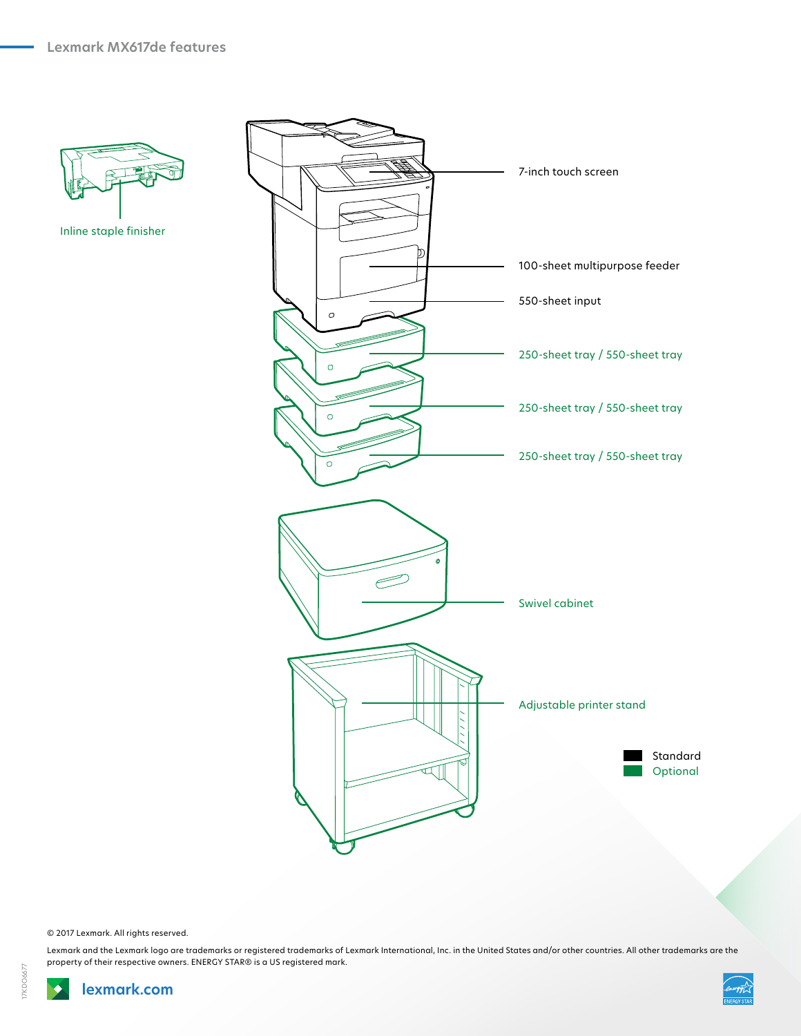## Lexmark MX617de features

Inline staple finisher

7-inch touch screen

100-sheet multipurpose feeder

550-sheet input

250-sheet tray / 550-sheet tray

250-sheet tray / 550-sheet tray

250-sheet tray / 550-sheet tray

Swivel cabinet

Adjustable printer stand

Standard

Optional

© 2017 Lexmark. All rights reserved.

Lexmark and the Lexmark logo are trademarks or registered trademarks of Lexmark International, Inc. in the United States and/or other countries. All other trademarks are the property of their respective owners. ENERGY STAR® is a US registered mark.

17KDO6677

lexmark.com